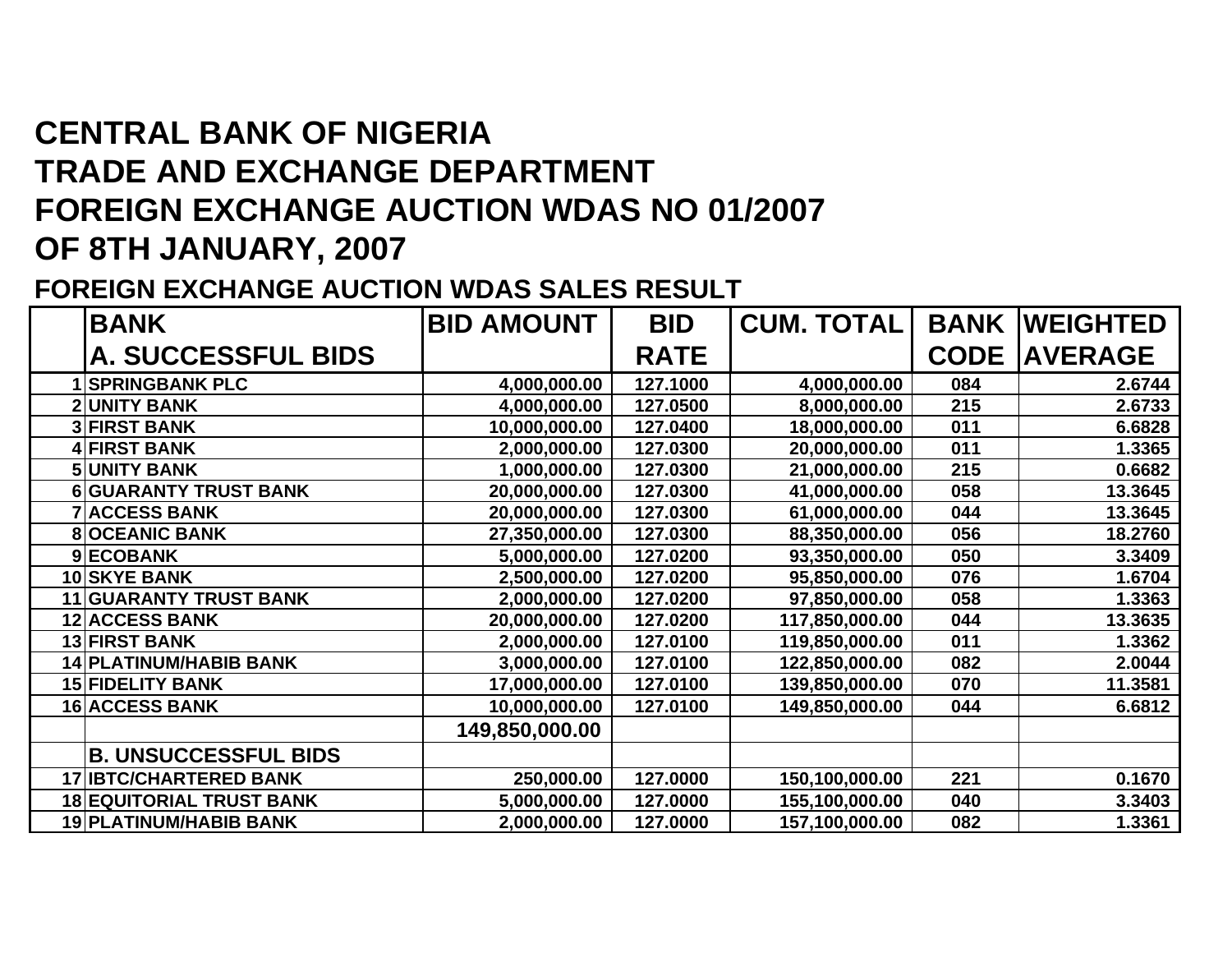# CENTRAL BANK OF NIGERIA
# TRADE AND EXCHANGE DEPARTMENT
# FOREIGN EXCHANGE AUCTION WDAS NO 01/2007
# OF 8TH JANUARY, 2007

## FOREIGN EXCHANGE AUCTION WDAS SALES RESULT

| | BANK | BID AMOUNT | BID | CUM. TOTAL | BANK | WEIGHTED |
|---|---|---|---|---|---|---|
| | **A. SUCCESSFUL BIDS** | | RATE | | CODE | AVERAGE |
| 1 | SPRINGBANK PLC | 4,000,000.00 | 127.1000 | 4,000,000.00 | 084 | 2.6744 |
| 2 | UNITY BANK | 4,000,000.00 | 127.0500 | 8,000,000.00 | 215 | 2.6733 |
| 3 | FIRST BANK | 10,000,000.00 | 127.0400 | 18,000,000.00 | 011 | 6.6828 |
| 4 | FIRST BANK | 2,000,000.00 | 127.0300 | 20,000,000.00 | 011 | 1.3365 |
| 5 | UNITY BANK | 1,000,000.00 | 127.0300 | 21,000,000.00 | 215 | 0.6682 |
| 6 | GUARANTY TRUST BANK | 20,000,000.00 | 127.0300 | 41,000,000.00 | 058 | 13.3645 |
| 7 | ACCESS BANK | 20,000,000.00 | 127.0300 | 61,000,000.00 | 044 | 13.3645 |
| 8 | OCEANIC BANK | 27,350,000.00 | 127.0300 | 88,350,000.00 | 056 | 18.2760 |
| 9 | ECOBANK | 5,000,000.00 | 127.0200 | 93,350,000.00 | 050 | 3.3409 |
| 10 | SKYE BANK | 2,500,000.00 | 127.0200 | 95,850,000.00 | 076 | 1.6704 |
| 11 | GUARANTY TRUST BANK | 2,000,000.00 | 127.0200 | 97,850,000.00 | 058 | 1.3363 |
| 12 | ACCESS BANK | 20,000,000.00 | 127.0200 | 117,850,000.00 | 044 | 13.3635 |
| 13 | FIRST BANK | 2,000,000.00 | 127.0100 | 119,850,000.00 | 011 | 1.3362 |
| 14 | PLATINUM/HABIB BANK | 3,000,000.00 | 127.0100 | 122,850,000.00 | 082 | 2.0044 |
| 15 | FIDELITY BANK | 17,000,000.00 | 127.0100 | 139,850,000.00 | 070 | 11.3581 |
| 16 | ACCESS BANK | 10,000,000.00 | 127.0100 | 149,850,000.00 | 044 | 6.6812 |
| | | **149,850,000.00** | | | | |
| | **B. UNSUCCESSFUL BIDS** | | | | | |
| 17 | IBTC/CHARTERED BANK | 250,000.00 | 127.0000 | 150,100,000.00 | 221 | 0.1670 |
| 18 | EQUITORIAL TRUST BANK | 5,000,000.00 | 127.0000 | 155,100,000.00 | 040 | 3.3403 |
| 19 | PLATINUM/HABIB BANK | 2,000,000.00 | 127.0000 | 157,100,000.00 | 082 | 1.3361 |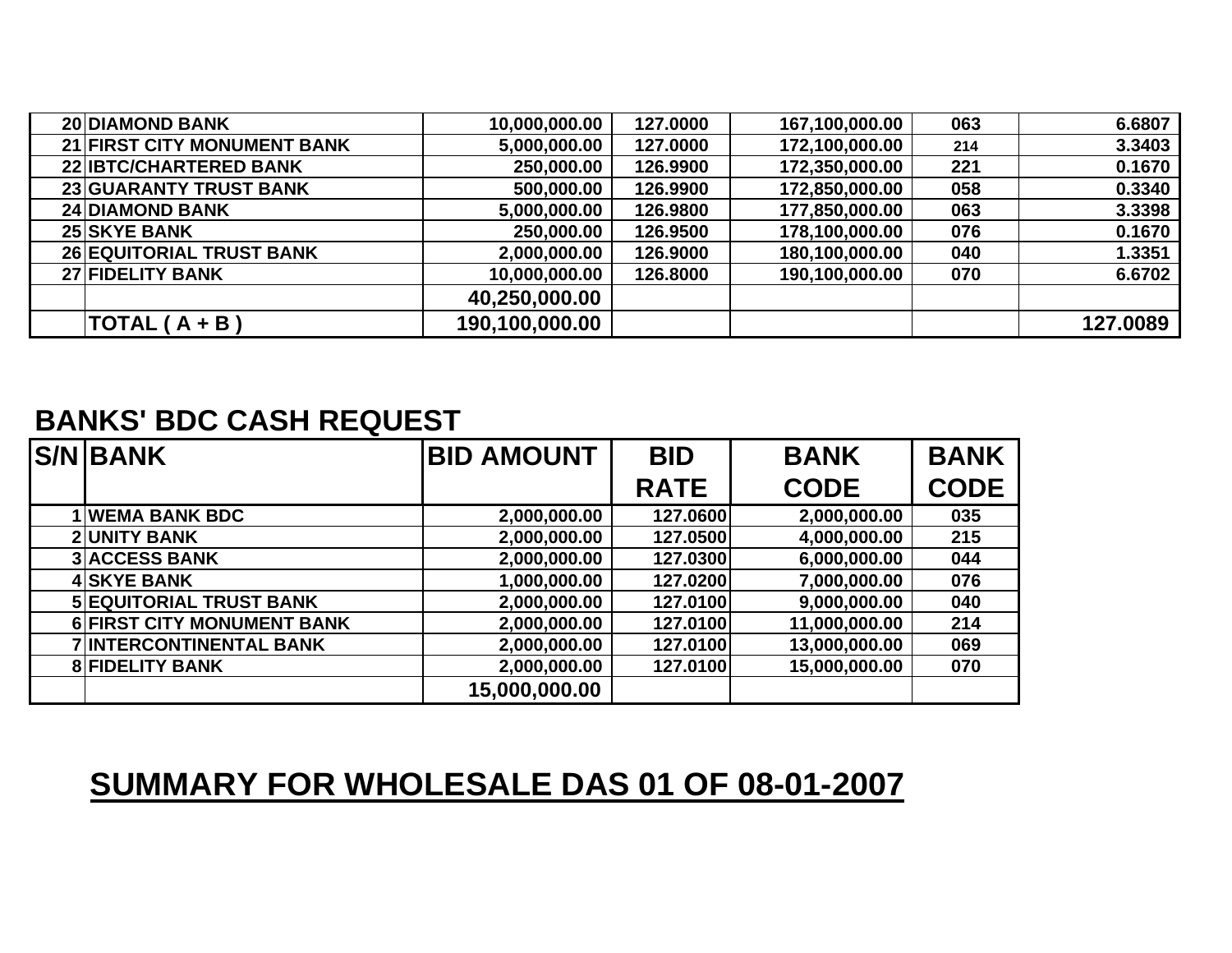| | | | | | | |
|---|---|---|---|---|---|---|
| 20 | DIAMOND BANK | 10,000,000.00 | 127.0000 | 167,100,000.00 | 063 | 6.6807 |
| 21 | FIRST CITY MONUMENT BANK | 5,000,000.00 | 127.0000 | 172,100,000.00 | 214 | 3.3403 |
| 22 | IBTC/CHARTERED BANK | 250,000.00 | 126.9900 | 172,350,000.00 | 221 | 0.1670 |
| 23 | GUARANTY TRUST BANK | 500,000.00 | 126.9900 | 172,850,000.00 | 058 | 0.3340 |
| 24 | DIAMOND BANK | 5,000,000.00 | 126.9800 | 177,850,000.00 | 063 | 3.3398 |
| 25 | SKYE BANK | 250,000.00 | 126.9500 | 178,100,000.00 | 076 | 0.1670 |
| 26 | EQUITORIAL TRUST BANK | 2,000,000.00 | 126.9000 | 180,100,000.00 | 040 | 1.3351 |
| 27 | FIDELITY BANK | 10,000,000.00 | 126.8000 | 190,100,000.00 | 070 | 6.6702 |
| | | 40,250,000.00 | | | | |
| | TOTAL ( A + B ) | 190,100,000.00 | | | | 127.0089 |

## BANKS' BDC CASH REQUEST

| S/N | BANK | BID AMOUNT | BID RATE | BANK CODE | BANK CODE |
|---|---|---|---|---|---|
| 1 | WEMA BANK BDC | 2,000,000.00 | 127.0600 | 2,000,000.00 | 035 |
| 2 | UNITY BANK | 2,000,000.00 | 127.0500 | 4,000,000.00 | 215 |
| 3 | ACCESS BANK | 2,000,000.00 | 127.0300 | 6,000,000.00 | 044 |
| 4 | SKYE BANK | 1,000,000.00 | 127.0200 | 7,000,000.00 | 076 |
| 5 | EQUITORIAL TRUST BANK | 2,000,000.00 | 127.0100 | 9,000,000.00 | 040 |
| 6 | FIRST CITY MONUMENT BANK | 2,000,000.00 | 127.0100 | 11,000,000.00 | 214 |
| 7 | INTERCONTINENTAL BANK | 2,000,000.00 | 127.0100 | 13,000,000.00 | 069 |
| 8 | FIDELITY BANK | 2,000,000.00 | 127.0100 | 15,000,000.00 | 070 |
| | | 15,000,000.00 | | | |

## SUMMARY FOR WHOLESALE DAS 01 OF 08-01-2007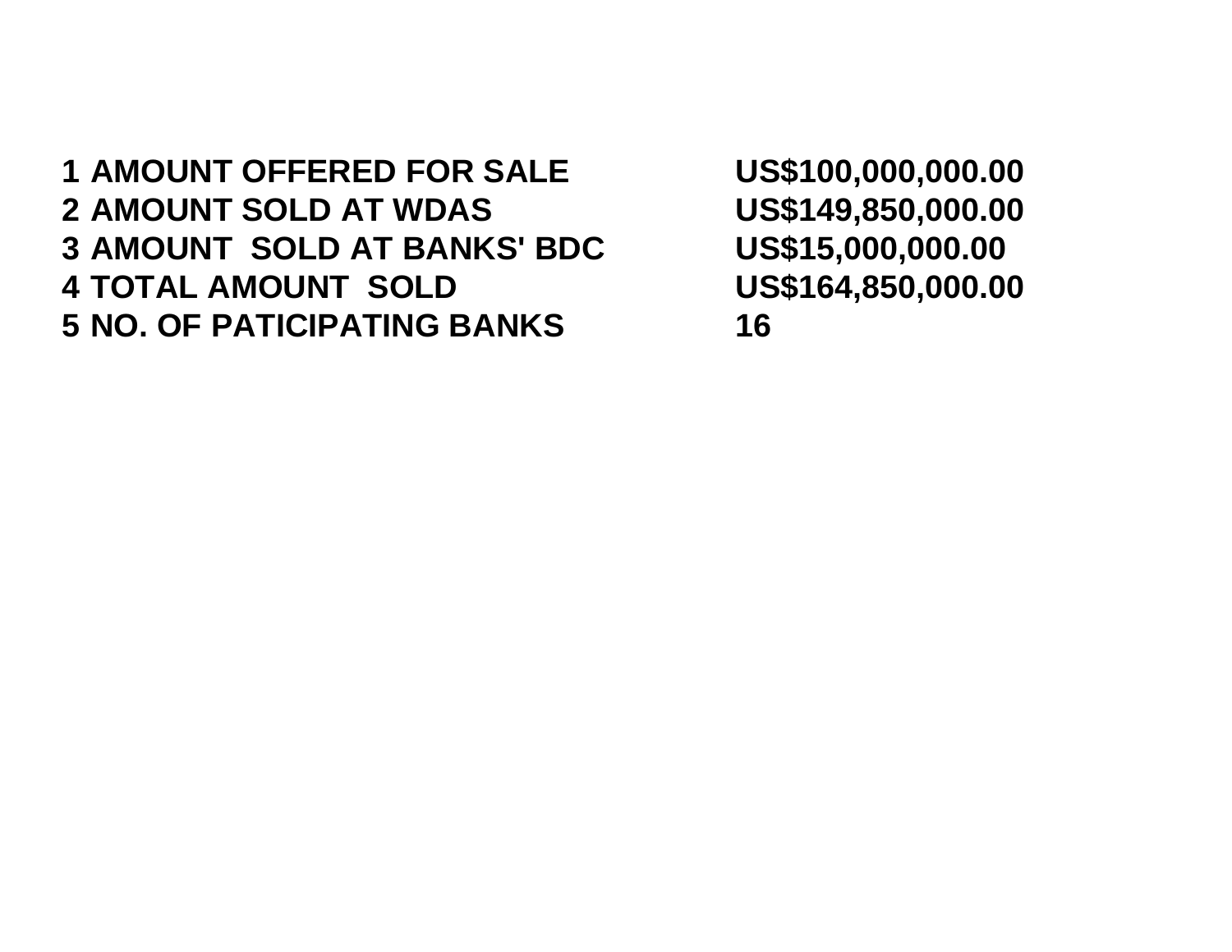| | | |
|---|---|---|
| **1** | **AMOUNT OFFERED FOR SALE** | **US$100,000,000.00** |
| **2** | **AMOUNT SOLD AT WDAS** | **US$149,850,000.00** |
| **3** | **AMOUNT SOLD AT BANKS' BDC** | **US$15,000,000.00** |
| **4** | **TOTAL AMOUNT SOLD** | **US$164,850,000.00** |
| **5** | **NO. OF PATICIPATING BANKS** | **16** |